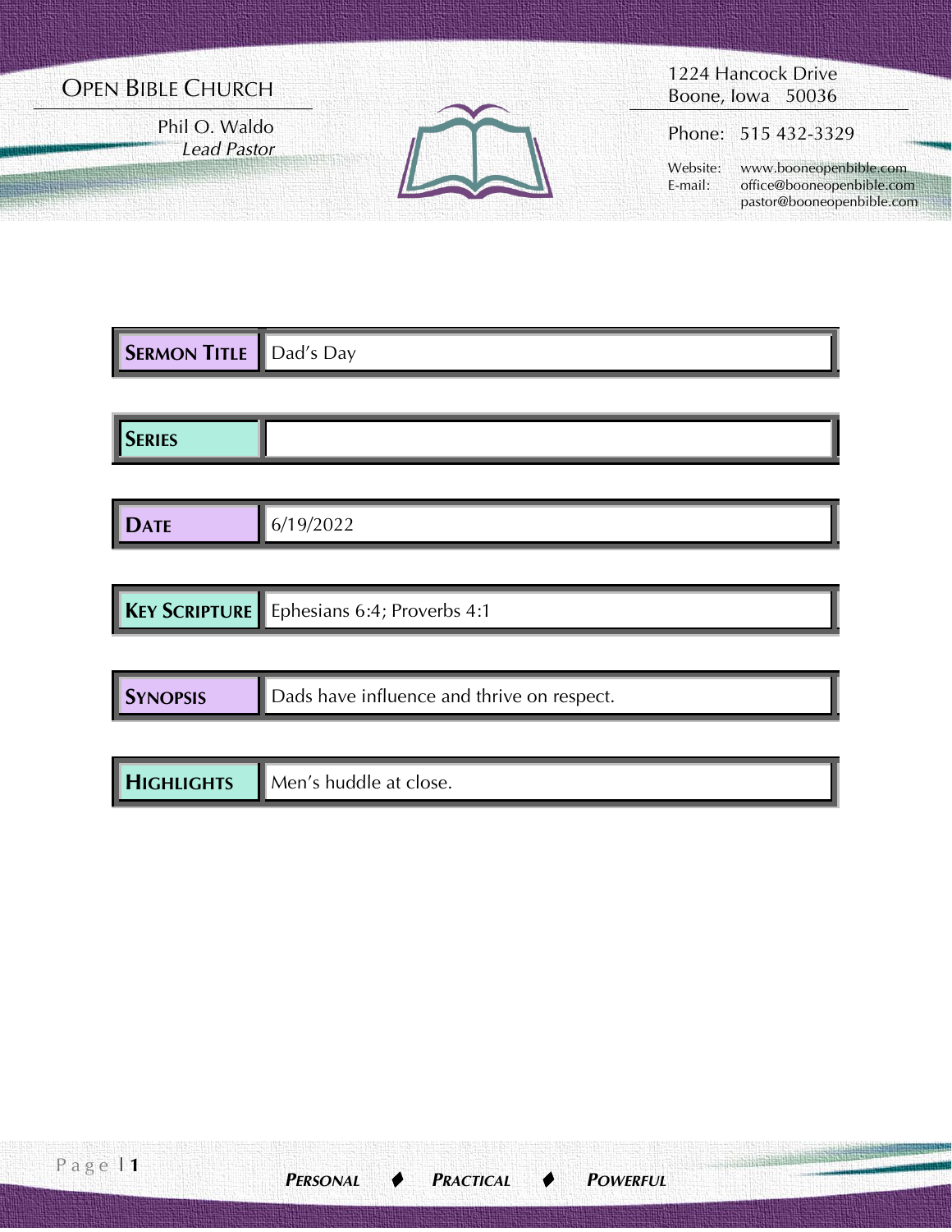# OPEN BIBLE CHURCH

Phil O. Waldo
*Lead Pastor*

1224 Hancock Drive
Boone, Iowa 50036

Phone: 515 432-3329

Website: www.booneopenbible.com
E-mail: office@booneopenbible.com
pastor@booneopenbible.com

| | |
|---|---|
| **SERMON TITLE** | Dad's Day |
| **SERIES** | |
| **DATE** | 6/19/2022 |
| **KEY SCRIPTURE** | Ephesians 6:4; Proverbs 4:1 |
| **SYNOPSIS** | Dads have influence and thrive on respect. |
| **HIGHLIGHTS** | Men's huddle at close. |

***PERSONAL ♦ PRACTICAL ♦ POWERFUL***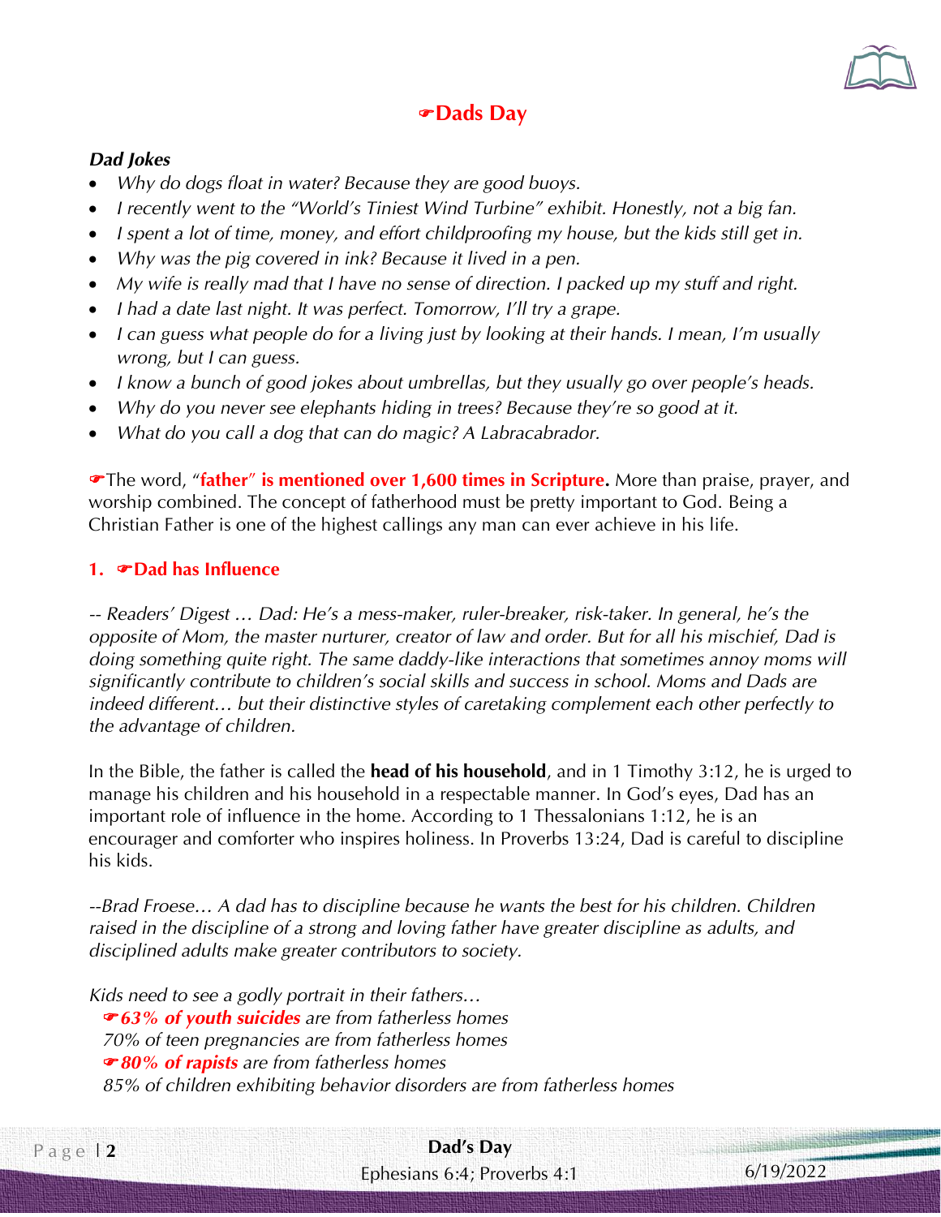## ☛Dads Day

***Dad Jokes***

- *Why do dogs float in water? Because they are good buoys.*
- *I recently went to the "World's Tiniest Wind Turbine" exhibit. Honestly, not a big fan.*
- *I spent a lot of time, money, and effort childproofing my house, but the kids still get in.*
- *Why was the pig covered in ink? Because it lived in a pen.*
- *My wife is really mad that I have no sense of direction. I packed up my stuff and right.*
- *I had a date last night. It was perfect. Tomorrow, I'll try a grape.*
- *I can guess what people do for a living just by looking at their hands. I mean, I'm usually wrong, but I can guess.*
- *I know a bunch of good jokes about umbrellas, but they usually go over people's heads.*
- *Why do you never see elephants hiding in trees? Because they're so good at it.*
- *What do you call a dog that can do magic? A Labracabrador.*

☛The word, "**father**" **is mentioned over 1,600 times in Scripture.** More than praise, prayer, and worship combined. The concept of fatherhood must be pretty important to God. Being a Christian Father is one of the highest callings any man can ever achieve in his life.

### 1. ☛Dad has Influence

*-- Readers' Digest … Dad: He's a mess-maker, ruler-breaker, risk-taker. In general, he's the opposite of Mom, the master nurturer, creator of law and order. But for all his mischief, Dad is doing something quite right. The same daddy-like interactions that sometimes annoy moms will significantly contribute to children's social skills and success in school. Moms and Dads are indeed different… but their distinctive styles of caretaking complement each other perfectly to the advantage of children.*

In the Bible, the father is called the **head of his household**, and in 1 Timothy 3:12, he is urged to manage his children and his household in a respectable manner. In God's eyes, Dad has an important role of influence in the home. According to 1 Thessalonians 1:12, he is an encourager and comforter who inspires holiness. In Proverbs 13:24, Dad is careful to discipline his kids.

*--Brad Froese… A dad has to discipline because he wants the best for his children. Children raised in the discipline of a strong and loving father have greater discipline as adults, and disciplined adults make greater contributors to society.*

*Kids need to see a godly portrait in their fathers…*

*☛**63% of youth suicides** are from fatherless homes*
*70% of teen pregnancies are from fatherless homes*
*☛**80% of rapists** are from fatherless homes*
*85% of children exhibiting behavior disorders are from fatherless homes*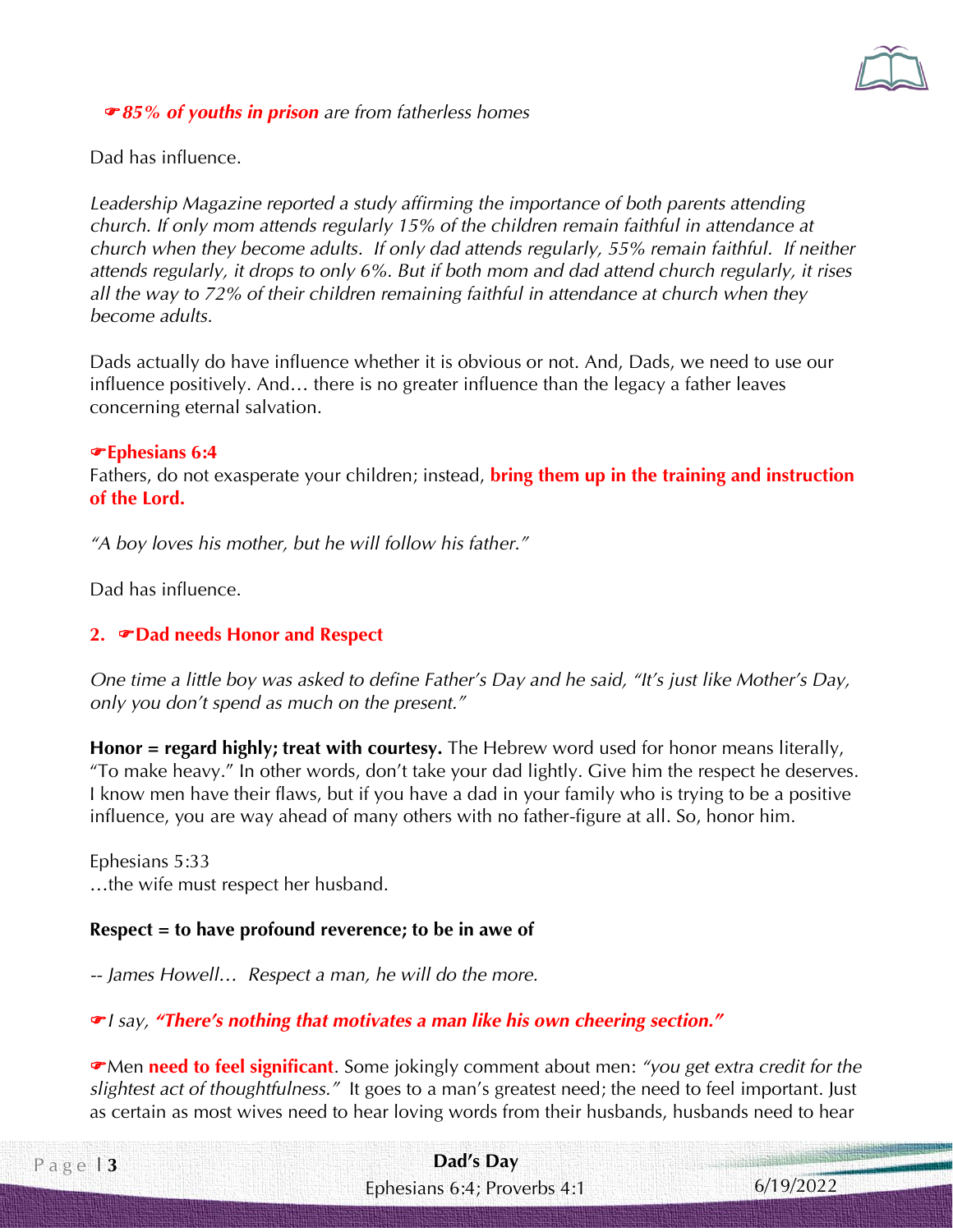☞***85% of youths in prison*** *are from fatherless homes*

Dad has influence.

*Leadership Magazine reported a study affirming the importance of both parents attending church. If only mom attends regularly 15% of the children remain faithful in attendance at church when they become adults. If only dad attends regularly, 55% remain faithful. If neither attends regularly, it drops to only 6%. But if both mom and dad attend church regularly, it rises all the way to 72% of their children remaining faithful in attendance at church when they become adults.*

Dads actually do have influence whether it is obvious or not. And, Dads, we need to use our influence positively. And… there is no greater influence than the legacy a father leaves concerning eternal salvation.

☞**Ephesians 6:4**
Fathers, do not exasperate your children; instead, **bring them up in the training and instruction of the Lord.**

*"A boy loves his mother, but he will follow his father."*

Dad has influence.

## 2. ☞Dad needs Honor and Respect

*One time a little boy was asked to define Father's Day and he said, "It's just like Mother's Day, only you don't spend as much on the present."*

**Honor = regard highly; treat with courtesy.** The Hebrew word used for honor means literally, "To make heavy." In other words, don't take your dad lightly. Give him the respect he deserves. I know men have their flaws, but if you have a dad in your family who is trying to be a positive influence, you are way ahead of many others with no father-figure at all. So, honor him.

Ephesians 5:33
…the wife must respect her husband.

**Respect = to have profound reverence; to be in awe of**

*-- James Howell… Respect a man, he will do the more.*

☞*I say,* ***"There's nothing that motivates a man like his own cheering section."***

☞Men **need to feel significant**. Some jokingly comment about men: *"you get extra credit for the slightest act of thoughtfulness."* It goes to a man's greatest need; the need to feel important. Just as certain as most wives need to hear loving words from their husbands, husbands need to hear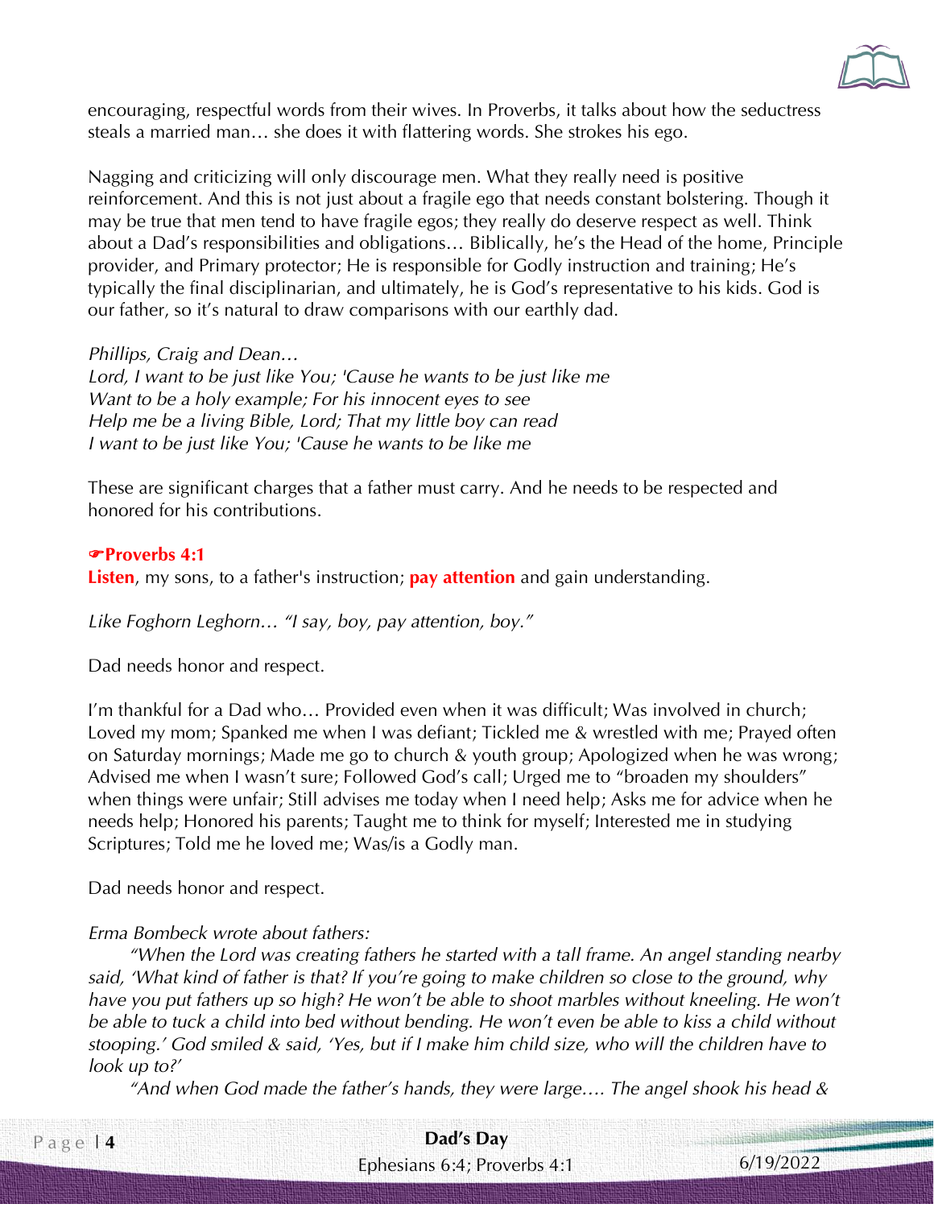encouraging, respectful words from their wives. In Proverbs, it talks about how the seductress steals a married man… she does it with flattering words. She strokes his ego.

Nagging and criticizing will only discourage men. What they really need is positive reinforcement. And this is not just about a fragile ego that needs constant bolstering. Though it may be true that men tend to have fragile egos; they really do deserve respect as well. Think about a Dad's responsibilities and obligations… Biblically, he's the Head of the home, Principle provider, and Primary protector; He is responsible for Godly instruction and training; He's typically the final disciplinarian, and ultimately, he is God's representative to his kids. God is our father, so it's natural to draw comparisons with our earthly dad.

*Phillips, Craig and Dean…*
*Lord, I want to be just like You; 'Cause he wants to be just like me*
*Want to be a holy example; For his innocent eyes to see*
*Help me be a living Bible, Lord; That my little boy can read*
*I want to be just like You; 'Cause he wants to be like me*

These are significant charges that a father must carry. And he needs to be respected and honored for his contributions.

**☛Proverbs 4:1**
**Listen**, my sons, to a father's instruction; **pay attention** and gain understanding.

*Like Foghorn Leghorn… "I say, boy, pay attention, boy."*

Dad needs honor and respect.

I'm thankful for a Dad who… Provided even when it was difficult; Was involved in church; Loved my mom; Spanked me when I was defiant; Tickled me & wrestled with me; Prayed often on Saturday mornings; Made me go to church & youth group; Apologized when he was wrong; Advised me when I wasn't sure; Followed God's call; Urged me to "broaden my shoulders" when things were unfair; Still advises me today when I need help; Asks me for advice when he needs help; Honored his parents; Taught me to think for myself; Interested me in studying Scriptures; Told me he loved me; Was/is a Godly man.

Dad needs honor and respect.

*Erma Bombeck wrote about fathers:*

*"When the Lord was creating fathers he started with a tall frame. An angel standing nearby said, 'What kind of father is that? If you're going to make children so close to the ground, why have you put fathers up so high? He won't be able to shoot marbles without kneeling. He won't be able to tuck a child into bed without bending. He won't even be able to kiss a child without stooping.' God smiled & said, 'Yes, but if I make him child size, who will the children have to look up to?'*

*"And when God made the father's hands, they were large…. The angel shook his head &*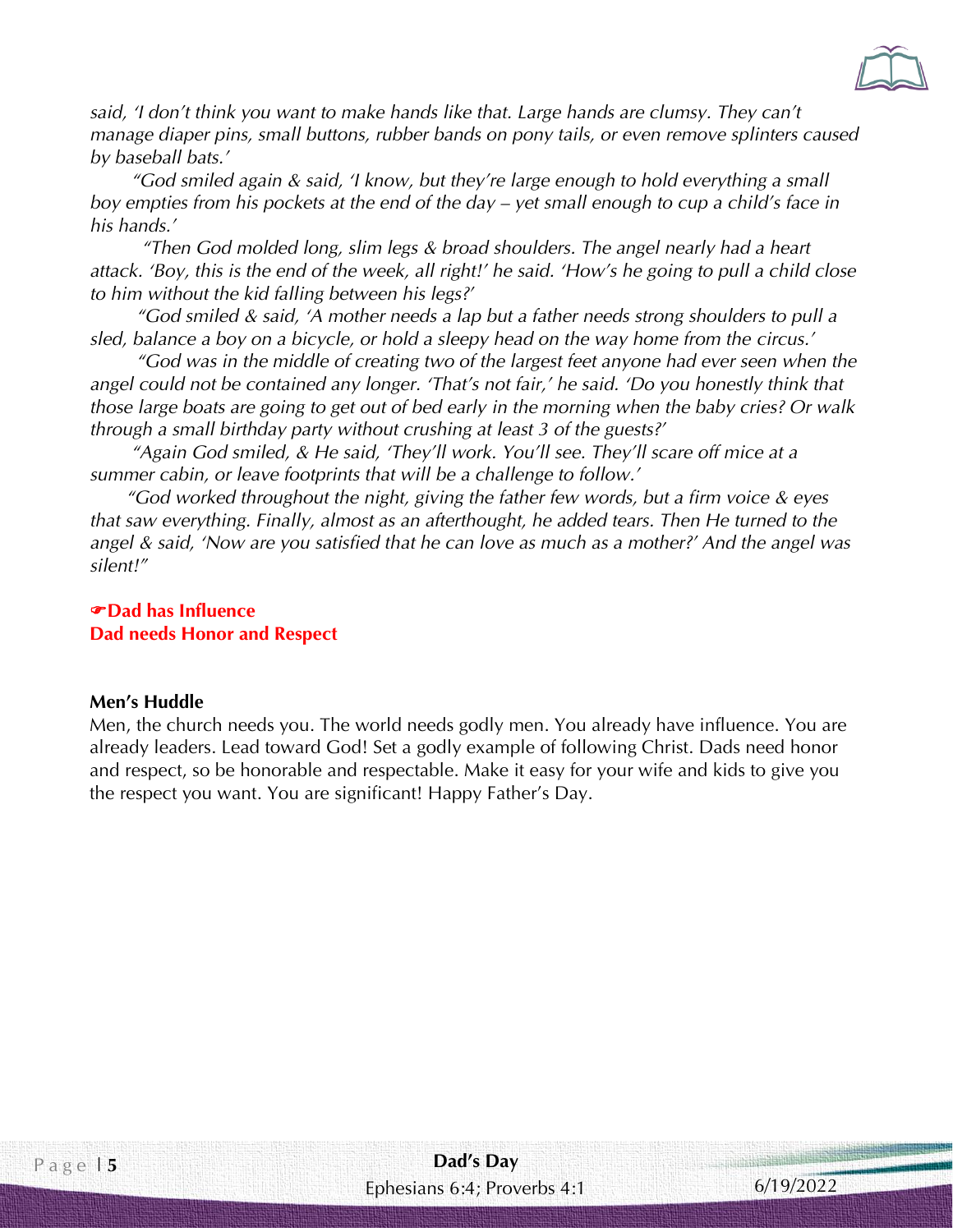*said, 'I don't think you want to make hands like that. Large hands are clumsy. They can't manage diaper pins, small buttons, rubber bands on pony tails, or even remove splinters caused by baseball bats.'*

*"God smiled again & said, 'I know, but they're large enough to hold everything a small boy empties from his pockets at the end of the day – yet small enough to cup a child's face in his hands.'*

*"Then God molded long, slim legs & broad shoulders. The angel nearly had a heart attack. 'Boy, this is the end of the week, all right!' he said. 'How's he going to pull a child close to him without the kid falling between his legs?'*

*"God smiled & said, 'A mother needs a lap but a father needs strong shoulders to pull a sled, balance a boy on a bicycle, or hold a sleepy head on the way home from the circus.'*

*"God was in the middle of creating two of the largest feet anyone had ever seen when the angel could not be contained any longer. 'That's not fair,' he said. 'Do you honestly think that those large boats are going to get out of bed early in the morning when the baby cries? Or walk through a small birthday party without crushing at least 3 of the guests?'*

*"Again God smiled, & He said, 'They'll work. You'll see. They'll scare off mice at a summer cabin, or leave footprints that will be a challenge to follow.'*

*"God worked throughout the night, giving the father few words, but a firm voice & eyes that saw everything. Finally, almost as an afterthought, he added tears. Then He turned to the angel & said, 'Now are you satisfied that he can love as much as a mother?' And the angel was silent!"*

☞**Dad has Influence**
**Dad needs Honor and Respect**

**Men's Huddle**

Men, the church needs you. The world needs godly men. You already have influence. You are already leaders. Lead toward God! Set a godly example of following Christ. Dads need honor and respect, so be honorable and respectable. Make it easy for your wife and kids to give you the respect you want. You are significant! Happy Father's Day.